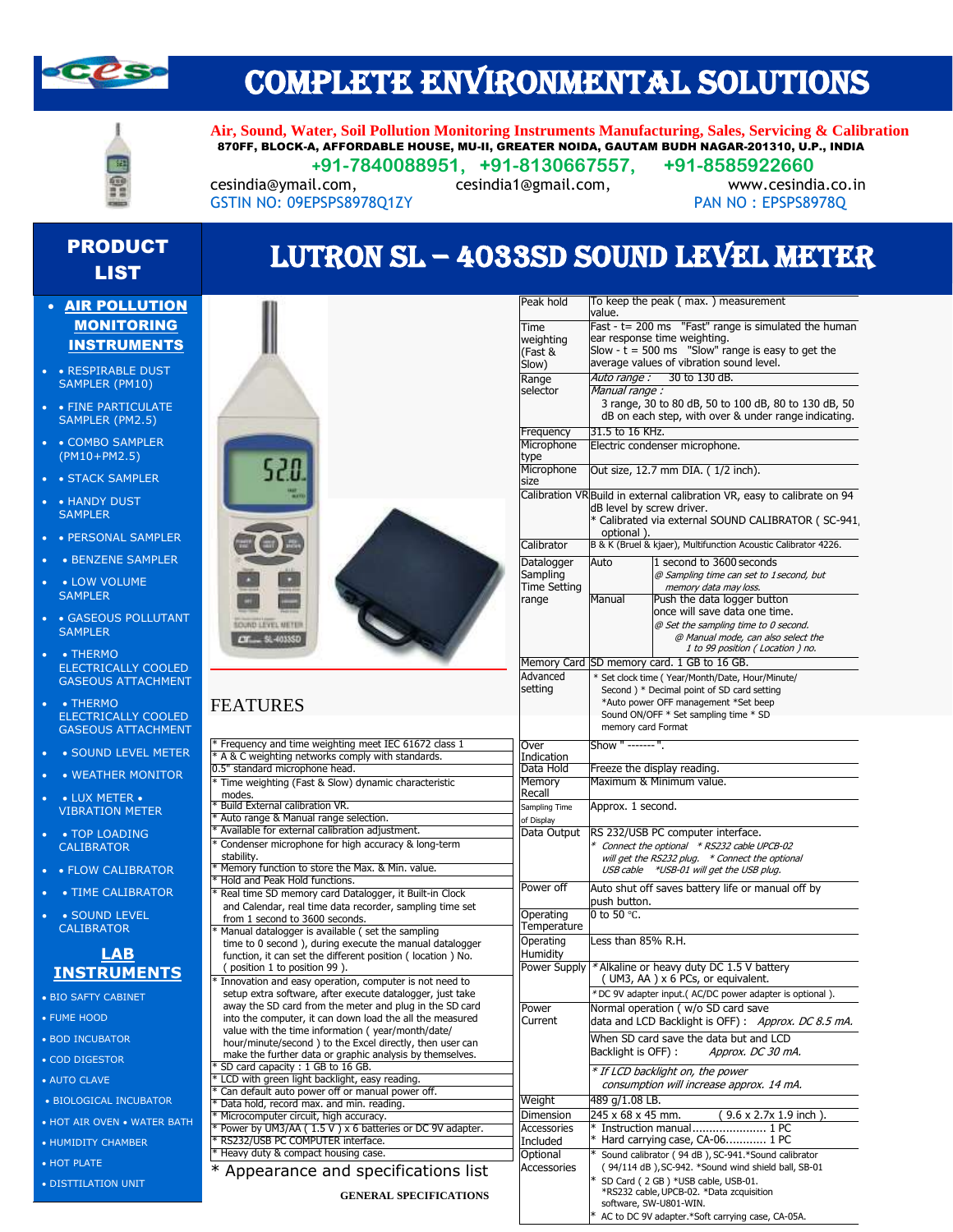# COMPLETE ENVIRONMENTAL SOLUTIONS

**Air, Sound, Water, Soil Pollution Monitoring Instruments Manufacturing, Sales, Servicing & Calibration**

870FF, BLOCK-A, AFFORDABLE HOUSE, MU-II, GREATER NOIDA, GAUTAM BUDH NAGAR-201310, U.P., INDIA

+91-7840088951, +91-8130667557, +91-8585922660

cesindia@ymail.com, cesindia1@gmail.com, www.cesindia.co.in

GSTIN NO: 09EPSPS8978Q1ZY PAN NO : EPSPS8978Q

## PRODUCT LIST

- **AIR POLLUTION MONITORING INSTRUMENTS**
  - RESPIRABLE DUST SAMPLER (PM10)
  - FINE PARTICULATE SAMPLER (PM2.5)
  - COMBO SAMPLER (PM10+PM2.5)
  - STACK SAMPLER
  - HANDY DUST SAMPLER
  - PERSONAL SAMPLER
  - BENZENE SAMPLER
  - LOW VOLUME SAMPLER
  - GASEOUS POLLUTANT SAMPLER
  - THERMO ELECTRICALLY COOLED GASEOUS ATTACHMENT
  - THERMO ELECTRICALLY COOLED GASEOUS ATTACHMENT
  - SOUND LEVEL METER
  - WEATHER MONITOR
  - LUX METER • VIBRATION METER
  - TOP LOADING CALIBRATOR
  - FLOW CALIBRATOR
  - TIME CALIBRATOR
  - SOUND LEVEL CALIBRATOR

**LAB INSTRUMENTS**

- BIO SAFTY CABINET
- FUME HOOD
- BOD INCUBATOR
- COD DIGESTOR
- AUTO CLAVE
- BIOLOGICAL INCUBATOR
- HOT AIR OVEN • WATER BATH
- HUMIDITY CHAMBER
- HOT PLATE
- DISTTILATION UNIT

# LUTRON SL – 4033SD SOUND LEVEL METER

## FEATURES

* Frequency and time weighting meet IEC 61672 class 1
* A & C weighting networks comply with standards.
0.5" standard microphone head.
* Time weighting (Fast & Slow) dynamic characteristic modes.
* Build External calibration VR.
* Auto range & Manual range selection.
* Available for external calibration adjustment.
* Condenser microphone for high accuracy & long-term stability.
* Memory function to store the Max. & Min. value.
* Hold and Peak Hold functions.
* Real time SD memory card Datalogger, it Built-in Clock and Calendar, real time data recorder, sampling time set from 1 second to 3600 seconds.
* Manual datalogger is available ( set the sampling time to 0 second ), during execute the manual datalogger function, it can set the different position ( location ) No. ( position 1 to position 99 ).
* Innovation and easy operation, computer is not need to setup extra software, after execute datalogger, just take away the SD card from the meter and plug in the SD card into the computer, it can down load the all the measured value with the time information ( year/month/date/ hour/minute/second ) to the Excel directly, then user can make the further data or graphic analysis by themselves.
* SD card capacity : 1 GB to 16 GB.
* LCD with green light backlight, easy reading.
* Can default auto power off or manual power off.
* Data hold, record max. and min. reading.
* Microcomputer circuit, high accuracy.
* Power by UM3/AA ( 1.5 V ) x 6 batteries or DC 9V adapter.
* RS232/USB PC COMPUTER interface.
* Heavy duty & compact housing case.

* Appearance and specifications list

**GENERAL SPECIFICATIONS**

| | |
|---|---|
| Peak hold | To keep the peak ( max. ) measurement value. |
| Time weighting (Fast & Slow) | Fast - t= 200 ms "Fast" range is simulated the human ear response time weighting. Slow - t = 500 ms "Slow" range is easy to get the average values of vibration sound level. |
| Range selector | *Auto range :* 30 to 130 dB. *Manual range :* 3 range, 30 to 80 dB, 50 to 100 dB, 80 to 130 dB, 50 dB on each step, with over & under range indicating. |
| Frequency | 31.5 to 16 KHz. |
| Microphone type | Electric condenser microphone. |
| Microphone size | Out size, 12.7 mm DIA. ( 1/2 inch). |
| Calibration VR | Build in external calibration VR, easy to calibrate on 94 dB level by screw driver. * Calibrated via external SOUND CALIBRATOR ( SC-941, optional ). |
| Calibrator | B & K (Bruel & kjaer), Multifunction Acoustic Calibrator 4226. |
| Datalogger Sampling Time Setting range | Auto: 1 second to 3600 seconds. *@ Sampling time can set to 1 second, but memory data may loss.* Manual: Push the data logger button once will save data one time. *@ Set the sampling time to 0 second. @ Manual mode, can also select the 1 to 99 position ( Location ) no.* |
| Memory Card | SD memory card. 1 GB to 16 GB. |
| Advanced setting | * Set clock time ( Year/Month/Date, Hour/Minute/ Second ) * Decimal point of SD card setting *Auto power OFF management *Set beep Sound ON/OFF * Set sampling time * SD memory card Format |
| Over Indication | Show " ------- ". |
| Data Hold | Freeze the display reading. |
| Memory Recall | Maximum & Minimum value. |
| Sampling Time of Display | Approx. 1 second. |
| Data Output | RS 232/USB PC computer interface. *\* Connect the optional \* RS232 cable UPCB-02 will get the RS232 plug. \* Connect the optional USB cable \*USB-01 will get the USB plug.* |
| Power off | Auto shut off saves battery life or manual off by push button. |
| Operating Temperature | 0 to 50 °C. |
| Operating Humidity | Less than 85% R.H. |
| Power Supply | *Alkaline or heavy duty DC 1.5 V battery ( UM3, AA ) x 6 PCs, or equivalent. *DC 9V adapter input.( AC/DC power adapter is optional ). |
| Power Current | Normal operation ( w/o SD card save data and LCD Backlight is OFF) : *Approx. DC 8.5 mA.* When SD card save the data but and LCD Backlight is OFF) : *Approx. DC 30 mA.* *\* If LCD backlight on, the power consumption will increase approx. 14 mA.* |
| Weight | 489 g/1.08 LB. |
| Dimension | 245 x 68 x 45 mm. ( 9.6 x 2.7x 1.9 inch ). |
| Accessories Included | * Instruction manual...................... 1 PC * Hard carrying case, CA-06........... 1 PC |
| Optional Accessories | * Sound calibrator ( 94 dB ), SC-941.*Sound calibrator ( 94/114 dB ), SC-942. *Sound wind shield ball, SB-01 * SD Card ( 2 GB ) *USB cable, USB-01. *RS232 cable, UPCB-02. *Data zcquisition software, SW-U801-WIN. * AC to DC 9V adapter.*Soft carrying case, CA-05A. |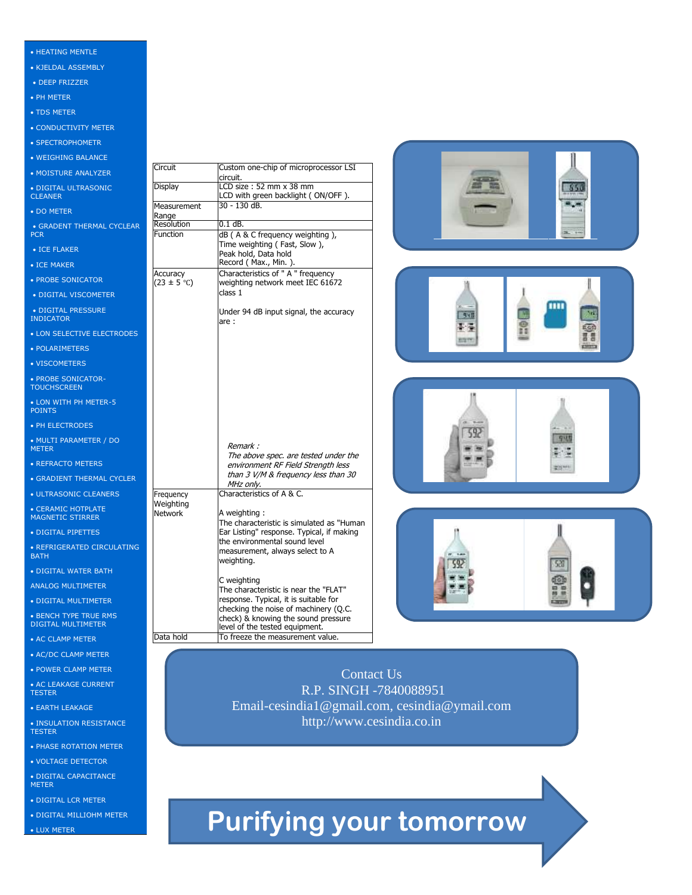- HEATING MENTLE
- KJELDAL ASSEMBLY
- DEEP FRIZZER
- PH METER
- TDS METER
- CONDUCTIVITY METER
- SPECTROPHOMETR
- WEIGHING BALANCE
- MOISTURE ANALYZER
- DIGITAL ULTRASONIC CLEANER
- DO METER
- GRADENT THERMAL CYCLEAR PCR
- ICE FLAKER
- ICE MAKER
- PROBE SONICATOR
- DIGITAL VISCOMETER
- DIGITAL PRESSURE INDICATOR
- LON SELECTIVE ELECTRODES
- POLARIMETERS
- VISCOMETERS
- PROBE SONICATOR-TOUCHSCREEN
- LON WITH PH METER-5 POINTS
- PH ELECTRODES
- MULTI PARAMETER / DO METER
- REFRACTO METERS
- GRADIENT THERMAL CYCLER
- ULTRASONIC CLEANERS
- CERAMIC HOTPLATE MAGNETIC STIRRER
- DIGITAL PIPETTES
- REFRIGERATED CIRCULATING BATH
- DIGITAL WATER BATH
- ANALOG MULTIMETER
- DIGITAL MULTIMETER
- BENCH TYPE TRUE RMS DIGITAL MULTIMETER
- AC CLAMP METER
- AC/DC CLAMP METER
- POWER CLAMP METER
- AC LEAKAGE CURRENT TESTER
- EARTH LEAKAGE
- INSULATION RESISTANCE TESTER
- PHASE ROTATION METER
- VOLTAGE DETECTOR
- DIGITAL CAPACITANCE METER
- DIGITAL LCR METER
- DIGITAL MILLIOHM METER
- LUX METER

| | |
|---|---|
| Circuit | Custom one-chip of microprocessor LSI circuit. |
| Display | LCD size : 52 mm x 38 mm<br>LCD with green backlight ( ON/OFF ). |
| Measurement Range | 30 - 130 dB. |
| Resolution | 0.1 dB. |
| Function | dB ( A & C frequency weighting ),<br>Time weighting ( Fast, Slow ),<br>Peak hold, Data hold<br>Record ( Max., Min. ). |
| Accuracy (23 ± 5 ℃) | Characteristics of " A " frequency weighting network meet IEC 61672 class 1<br><br>Under 94 dB input signal, the accuracy are :<br><br>*Remark :*<br>*The above spec. are tested under the environment RF Field Strength less than 3 V/M & frequency less than 30 MHz only.* |
| Frequency Weighting Network | Characteristics of A & C.<br><br>A weighting :<br>The characteristic is simulated as "Human Ear Listing" response. Typical, if making the environmental sound level measurement, always select to A weighting.<br><br>C weighting<br>The characteristic is near the "FLAT" response. Typical, it is suitable for checking the noise of machinery (Q.C. check) & knowing the sound pressure level of the tested equipment. |
| Data hold | To freeze the measurement value. |

Contact Us
R.P. SINGH -7840088951
Email-cesindia1@gmail.com, cesindia@ymail.com
http://www.cesindia.co.in

**Purifying your tomorrow**